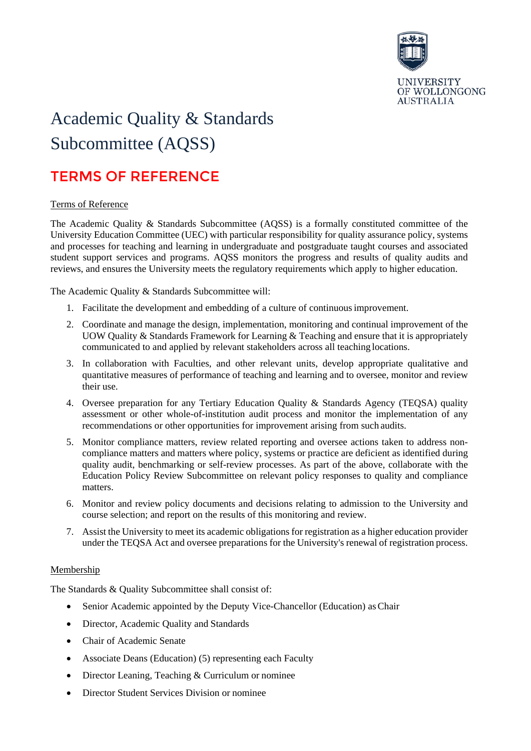# Academic Quality & Standards Subcommittee (AQSS)

## TERMS OF REFERENCE

Terms of Reference

The Academic Quality & Standards Subcommittee (AQSS) is a formally constituted committee of the University Education Committee (UEC) with particular responsibility for quality assurance policy, systems and processes for teaching and learning in undergraduate and postgraduate taught courses and associated student support services and programs. AQSS monitors the progress and results of quality audits and reviews, and ensures the University meets the regulatory requirements which apply to higher education.

The Academic Quality & Standards Subcommittee will:

1. Facilitate the development and embedding of a culture of continuous improvement.
2. Coordinate and manage the design, implementation, monitoring and continual improvement of the UOW Quality & Standards Framework for Learning & Teaching and ensure that it is appropriately communicated to and applied by relevant stakeholders across all teaching locations.
3. In collaboration with Faculties, and other relevant units, develop appropriate qualitative and quantitative measures of performance of teaching and learning and to oversee, monitor and review their use.
4. Oversee preparation for any Tertiary Education Quality & Standards Agency (TEQSA) quality assessment or other whole-of-institution audit process and monitor the implementation of any recommendations or other opportunities for improvement arising from such audits.
5. Monitor compliance matters, review related reporting and oversee actions taken to address non-compliance matters and matters where policy, systems or practice are deficient as identified during quality audit, benchmarking or self-review processes. As part of the above, collaborate with the Education Policy Review Subcommittee on relevant policy responses to quality and compliance matters.
6. Monitor and review policy documents and decisions relating to admission to the University and course selection; and report on the results of this monitoring and review.
7. Assist the University to meet its academic obligations for registration as a higher education provider under the TEQSA Act and oversee preparations for the University's renewal of registration process.

Membership

The Standards & Quality Subcommittee shall consist of:

- Senior Academic appointed by the Deputy Vice-Chancellor (Education) as Chair
- Director, Academic Quality and Standards
- Chair of Academic Senate
- Associate Deans (Education) (5) representing each Faculty
- Director Leaning, Teaching & Curriculum or nominee
- Director Student Services Division or nominee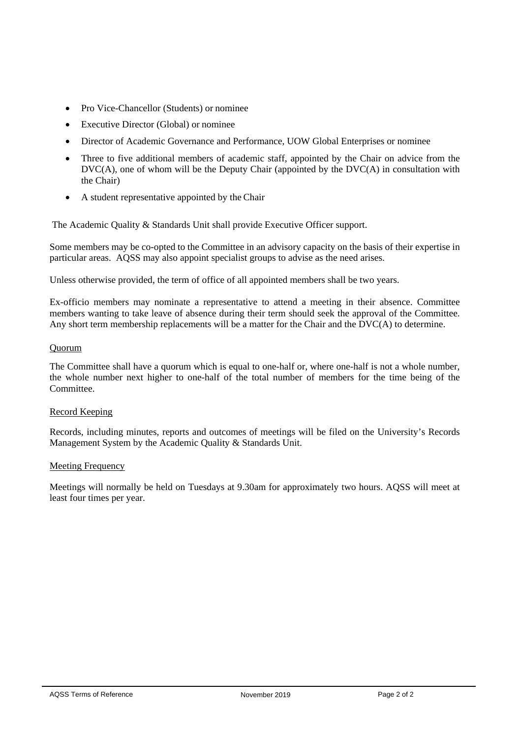- Pro Vice-Chancellor (Students) or nominee
- Executive Director (Global) or nominee
- Director of Academic Governance and Performance, UOW Global Enterprises or nominee
- Three to five additional members of academic staff, appointed by the Chair on advice from the DVC(A), one of whom will be the Deputy Chair (appointed by the DVC(A) in consultation with the Chair)
- A student representative appointed by the Chair

The Academic Quality & Standards Unit shall provide Executive Officer support.

Some members may be co-opted to the Committee in an advisory capacity on the basis of their expertise in particular areas. AQSS may also appoint specialist groups to advise as the need arises.

Unless otherwise provided, the term of office of all appointed members shall be two years.

Ex-officio members may nominate a representative to attend a meeting in their absence. Committee members wanting to take leave of absence during their term should seek the approval of the Committee. Any short term membership replacements will be a matter for the Chair and the DVC(A) to determine.

## Quorum

The Committee shall have a quorum which is equal to one-half or, where one-half is not a whole number, the whole number next higher to one-half of the total number of members for the time being of the Committee.

## Record Keeping

Records, including minutes, reports and outcomes of meetings will be filed on the University's Records Management System by the Academic Quality & Standards Unit.

## Meeting Frequency

Meetings will normally be held on Tuesdays at 9.30am for approximately two hours. AQSS will meet at least four times per year.